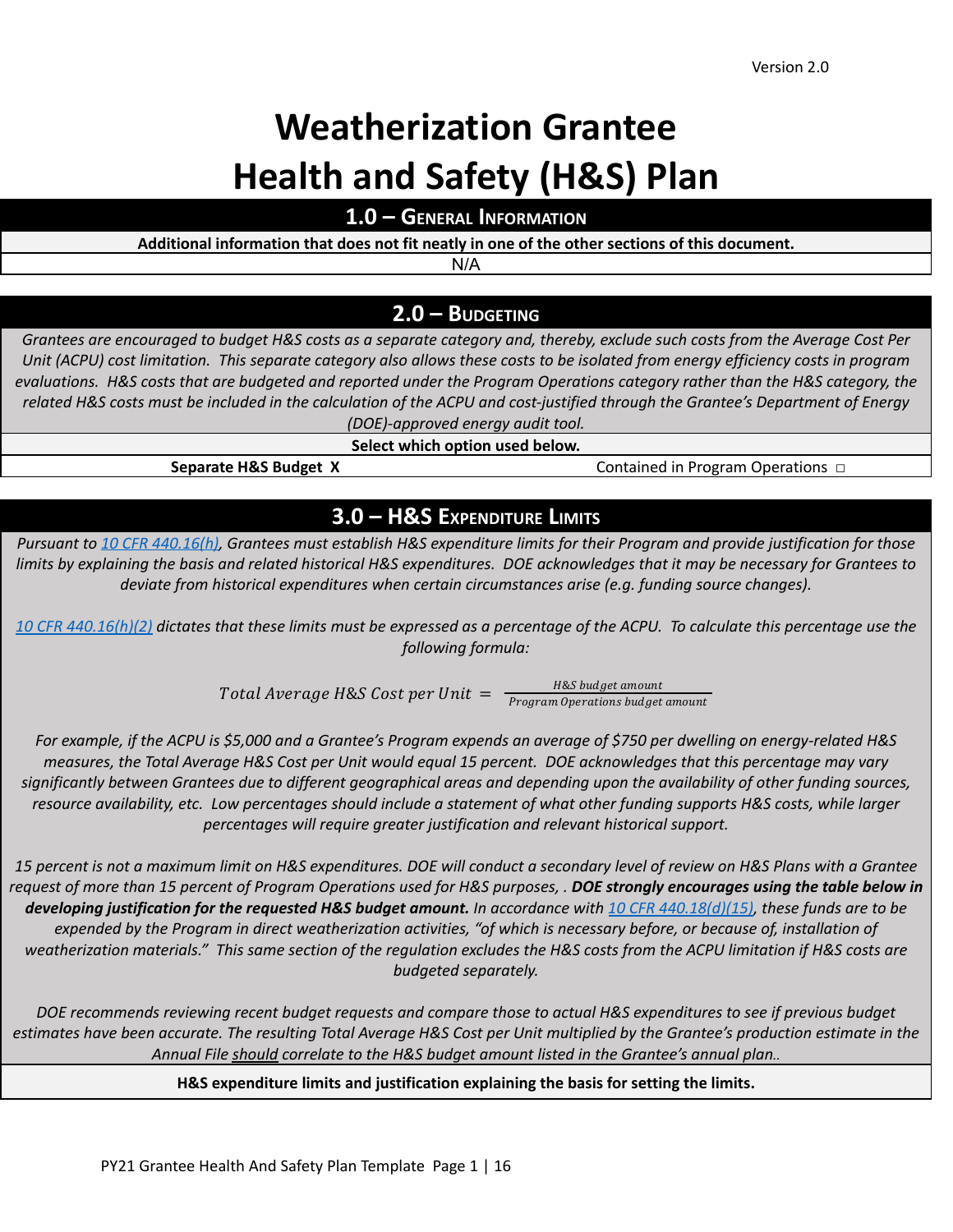# Weatherization Grantee Health and Safety (H&S) Plan

## 1.0 – General Information

**Additional information that does not fit neatly in one of the other sections of this document.**

N/A

## 2.0 – Budgeting

*Grantees are encouraged to budget H&S costs as a separate category and, thereby, exclude such costs from the Average Cost Per Unit (ACPU) cost limitation. This separate category also allows these costs to be isolated from energy efficiency costs in program evaluations. H&S costs that are budgeted and reported under the Program Operations category rather than the H&S category, the related H&S costs must be included in the calculation of the ACPU and cost-justified through the Grantee's Department of Energy (DOE)-approved energy audit tool.*

**Select which option used below.**

| **Separate H&S Budget X** | Contained in Program Operations ☐ |
| --- | --- |

## 3.0 – H&S Expenditure Limits

*Pursuant to [10 CFR 440.16(h)](), Grantees must establish H&S expenditure limits for their Program and provide justification for those limits by explaining the basis and related historical H&S expenditures. DOE acknowledges that it may be necessary for Grantees to deviate from historical expenditures when certain circumstances arise (e.g. funding source changes).*

*[10 CFR 440.16(h)(2)]() dictates that these limits must be expressed as a percentage of the ACPU. To calculate this percentage use the following formula:*

$$Total\ Average\ H\&S\ Cost\ per\ Unit = \frac{H\&S\ budget\ amount}{Program\ Operations\ budget\ amount}$$

*For example, if the ACPU is $5,000 and a Grantee's Program expends an average of $750 per dwelling on energy-related H&S measures, the Total Average H&S Cost per Unit would equal 15 percent. DOE acknowledges that this percentage may vary significantly between Grantees due to different geographical areas and depending upon the availability of other funding sources, resource availability, etc. Low percentages should include a statement of what other funding supports H&S costs, while larger percentages will require greater justification and relevant historical support.*

*15 percent is not a maximum limit on H&S expenditures. DOE will conduct a secondary level of review on H&S Plans with a Grantee request of more than 15 percent of Program Operations used for H&S purposes, . **DOE strongly encourages using the table below in developing justification for the requested H&S budget amount.** In accordance with [10 CFR 440.18(d)(15)](), these funds are to be expended by the Program in direct weatherization activities, "of which is necessary before, or because of, installation of weatherization materials." This same section of the regulation excludes the H&S costs from the ACPU limitation if H&S costs are budgeted separately.*

*DOE recommends reviewing recent budget requests and compare those to actual H&S expenditures to see if previous budget estimates have been accurate. The resulting Total Average H&S Cost per Unit multiplied by the Grantee's production estimate in the Annual File should correlate to the H&S budget amount listed in the Grantee's annual plan..*

**H&S expenditure limits and justification explaining the basis for setting the limits.**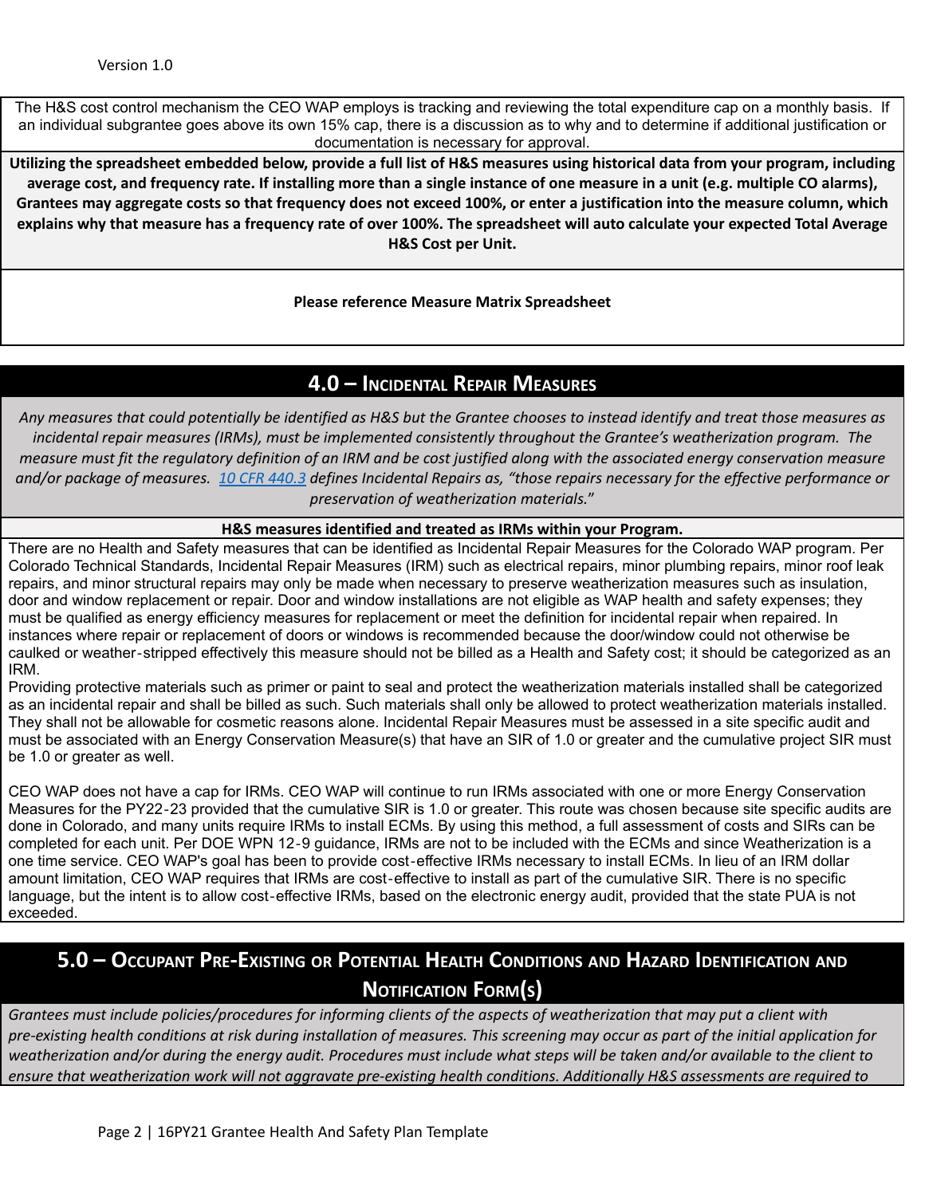The H&S cost control mechanism the CEO WAP employs is tracking and reviewing the total expenditure cap on a monthly basis. If an individual subgrantee goes above its own 15% cap, there is a discussion as to why and to determine if additional justification or documentation is necessary for approval.

**Utilizing the spreadsheet embedded below, provide a full list of H&S measures using historical data from your program, including average cost, and frequency rate. If installing more than a single instance of one measure in a unit (e.g. multiple CO alarms), Grantees may aggregate costs so that frequency does not exceed 100%, or enter a justification into the measure column, which explains why that measure has a frequency rate of over 100%. The spreadsheet will auto calculate your expected Total Average H&S Cost per Unit.**

**Please reference Measure Matrix Spreadsheet**

## 4.0 – Incidental Repair Measures

*Any measures that could potentially be identified as H&S but the Grantee chooses to instead identify and treat those measures as incidental repair measures (IRMs), must be implemented consistently throughout the Grantee's weatherization program. The measure must fit the regulatory definition of an IRM and be cost justified along with the associated energy conservation measure and/or package of measures. [10 CFR 440.3](10 CFR 440.3) defines Incidental Repairs as, "those repairs necessary for the effective performance or preservation of weatherization materials."*

**H&S measures identified and treated as IRMs within your Program.**

There are no Health and Safety measures that can be identified as Incidental Repair Measures for the Colorado WAP program. Per Colorado Technical Standards, Incidental Repair Measures (IRM) such as electrical repairs, minor plumbing repairs, minor roof leak repairs, and minor structural repairs may only be made when necessary to preserve weatherization measures such as insulation, door and window replacement or repair. Door and window installations are not eligible as WAP health and safety expenses; they must be qualified as energy efficiency measures for replacement or meet the definition for incidental repair when repaired. In instances where repair or replacement of doors or windows is recommended because the door/window could not otherwise be caulked or weather-stripped effectively this measure should not be billed as a Health and Safety cost; it should be categorized as an IRM.

Providing protective materials such as primer or paint to seal and protect the weatherization materials installed shall be categorized as an incidental repair and shall be billed as such. Such materials shall only be allowed to protect weatherization materials installed. They shall not be allowable for cosmetic reasons alone. Incidental Repair Measures must be assessed in a site specific audit and must be associated with an Energy Conservation Measure(s) that have an SIR of 1.0 or greater and the cumulative project SIR must be 1.0 or greater as well.

CEO WAP does not have a cap for IRMs. CEO WAP will continue to run IRMs associated with one or more Energy Conservation Measures for the PY22-23 provided that the cumulative SIR is 1.0 or greater. This route was chosen because site specific audits are done in Colorado, and many units require IRMs to install ECMs. By using this method, a full assessment of costs and SIRs can be completed for each unit. Per DOE WPN 12-9 guidance, IRMs are not to be included with the ECMs and since Weatherization is a one time service. CEO WAP's goal has been to provide cost-effective IRMs necessary to install ECMs. In lieu of an IRM dollar amount limitation, CEO WAP requires that IRMs are cost-effective to install as part of the cumulative SIR. There is no specific language, but the intent is to allow cost-effective IRMs, based on the electronic energy audit, provided that the state PUA is not exceeded.

## 5.0 – Occupant Pre-Existing or Potential Health Conditions and Hazard Identification and Notification Form(s)

*Grantees must include policies/procedures for informing clients of the aspects of weatherization that may put a client with pre-existing health conditions at risk during installation of measures. This screening may occur as part of the initial application for weatherization and/or during the energy audit. Procedures must include what steps will be taken and/or available to the client to ensure that weatherization work will not aggravate pre-existing health conditions. Additionally H&S assessments are required to*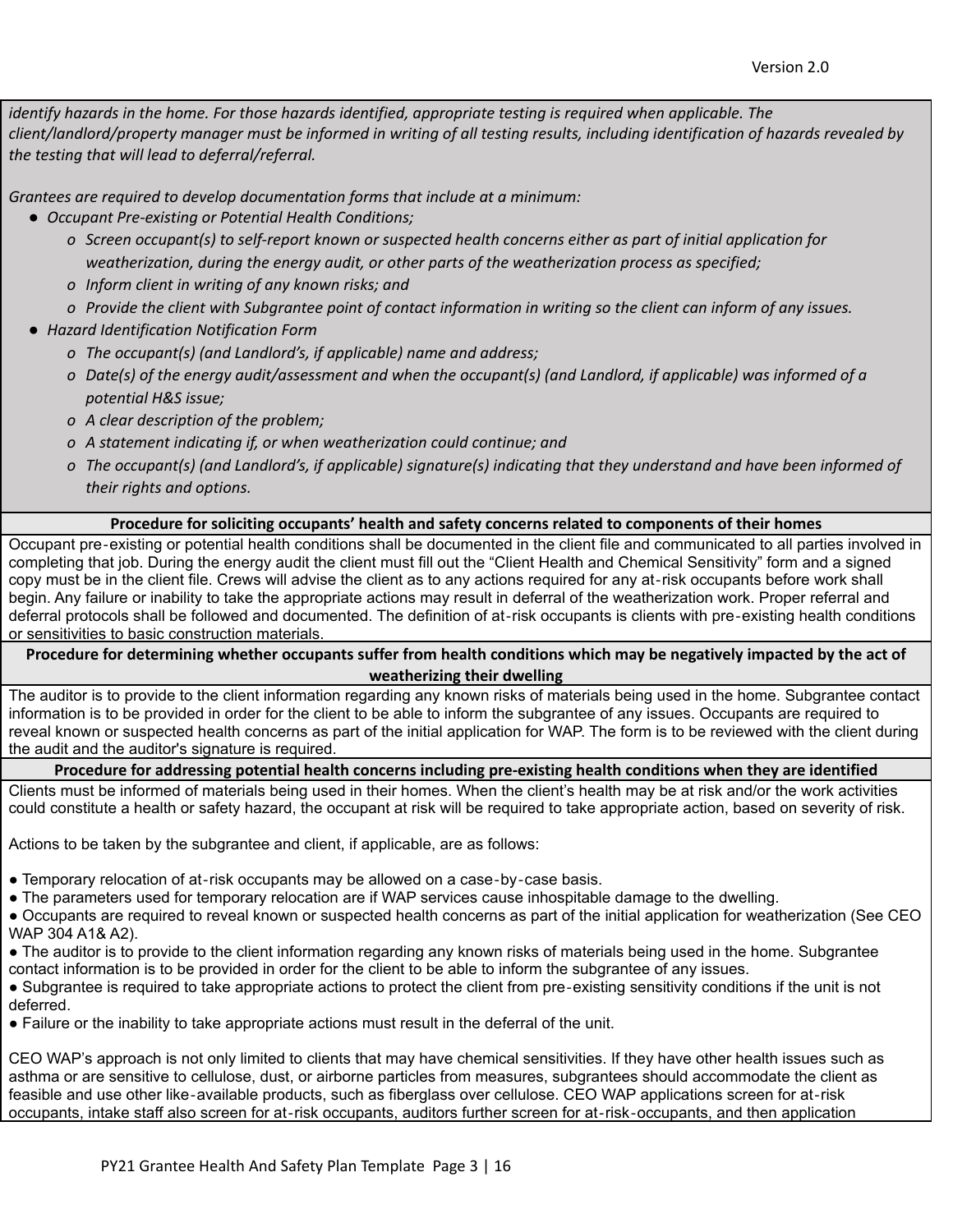*identify hazards in the home. For those hazards identified, appropriate testing is required when applicable. The client/landlord/property manager must be informed in writing of all testing results, including identification of hazards revealed by the testing that will lead to deferral/referral.*

*Grantees are required to develop documentation forms that include at a minimum:*

- *Occupant Pre-existing or Potential Health Conditions;*
  - *Screen occupant(s) to self-report known or suspected health concerns either as part of initial application for weatherization, during the energy audit, or other parts of the weatherization process as specified;*
  - *Inform client in writing of any known risks; and*
  - *Provide the client with Subgrantee point of contact information in writing so the client can inform of any issues.*
- *Hazard Identification Notification Form*
  - *The occupant(s) (and Landlord's, if applicable) name and address;*
  - *Date(s) of the energy audit/assessment and when the occupant(s) (and Landlord, if applicable) was informed of a potential H&S issue;*
  - *A clear description of the problem;*
  - *A statement indicating if, or when weatherization could continue; and*
  - *The occupant(s) (and Landlord's, if applicable) signature(s) indicating that they understand and have been informed of their rights and options.*

**Procedure for soliciting occupants' health and safety concerns related to components of their homes**

Occupant pre-existing or potential health conditions shall be documented in the client file and communicated to all parties involved in completing that job. During the energy audit the client must fill out the "Client Health and Chemical Sensitivity" form and a signed copy must be in the client file. Crews will advise the client as to any actions required for any at-risk occupants before work shall begin. Any failure or inability to take the appropriate actions may result in deferral of the weatherization work. Proper referral and deferral protocols shall be followed and documented. The definition of at-risk occupants is clients with pre-existing health conditions or sensitivities to basic construction materials.

**Procedure for determining whether occupants suffer from health conditions which may be negatively impacted by the act of weatherizing their dwelling**

The auditor is to provide to the client information regarding any known risks of materials being used in the home. Subgrantee contact information is to be provided in order for the client to be able to inform the subgrantee of any issues. Occupants are required to reveal known or suspected health concerns as part of the initial application for WAP. The form is to be reviewed with the client during the audit and the auditor's signature is required.

**Procedure for addressing potential health concerns including pre-existing health conditions when they are identified**

Clients must be informed of materials being used in their homes. When the client's health may be at risk and/or the work activities could constitute a health or safety hazard, the occupant at risk will be required to take appropriate action, based on severity of risk.

Actions to be taken by the subgrantee and client, if applicable, are as follows:

- Temporary relocation of at-risk occupants may be allowed on a case-by-case basis.
- The parameters used for temporary relocation are if WAP services cause inhospitable damage to the dwelling.
- Occupants are required to reveal known or suspected health concerns as part of the initial application for weatherization (See CEO WAP 304 A1& A2).
- The auditor is to provide to the client information regarding any known risks of materials being used in the home. Subgrantee contact information is to be provided in order for the client to be able to inform the subgrantee of any issues.
- Subgrantee is required to take appropriate actions to protect the client from pre-existing sensitivity conditions if the unit is not deferred.
- Failure or the inability to take appropriate actions must result in the deferral of the unit.

CEO WAP's approach is not only limited to clients that may have chemical sensitivities. If they have other health issues such as asthma or are sensitive to cellulose, dust, or airborne particles from measures, subgrantees should accommodate the client as feasible and use other like-available products, such as fiberglass over cellulose. CEO WAP applications screen for at-risk occupants, intake staff also screen for at-risk occupants, auditors further screen for at-risk-occupants, and then application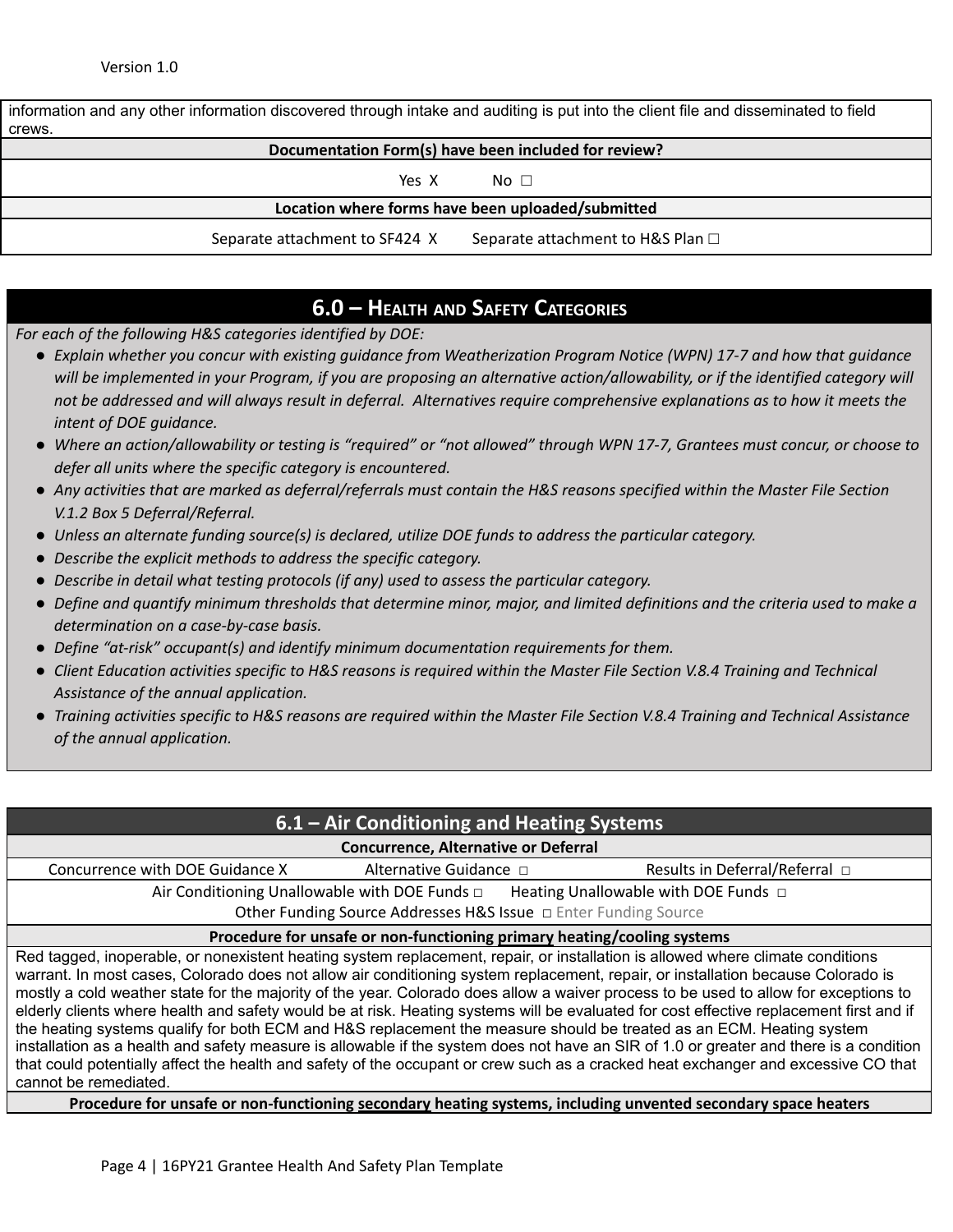information and any other information discovered through intake and auditing is put into the client file and disseminated to field crews.

| Documentation Form(s) have been included for review? |
|---|
| Yes X &nbsp;&nbsp;&nbsp;&nbsp; No ☐ |
| **Location where forms have been uploaded/submitted** |
| Separate attachment to SF424 X &nbsp;&nbsp;&nbsp;&nbsp; Separate attachment to H&S Plan ☐ |

## 6.0 – Health and Safety Categories

*For each of the following H&S categories identified by DOE:*

- *Explain whether you concur with existing guidance from Weatherization Program Notice (WPN) 17-7 and how that guidance will be implemented in your Program, if you are proposing an alternative action/allowability, or if the identified category will not be addressed and will always result in deferral. Alternatives require comprehensive explanations as to how it meets the intent of DOE guidance.*
- *Where an action/allowability or testing is "required" or "not allowed" through WPN 17-7, Grantees must concur, or choose to defer all units where the specific category is encountered.*
- *Any activities that are marked as deferral/referrals must contain the H&S reasons specified within the Master File Section V.1.2 Box 5 Deferral/Referral.*
- *Unless an alternate funding source(s) is declared, utilize DOE funds to address the particular category.*
- *Describe the explicit methods to address the specific category.*
- *Describe in detail what testing protocols (if any) used to assess the particular category.*
- *Define and quantify minimum thresholds that determine minor, major, and limited definitions and the criteria used to make a determination on a case-by-case basis.*
- *Define "at-risk" occupant(s) and identify minimum documentation requirements for them.*
- *Client Education activities specific to H&S reasons is required within the Master File Section V.8.4 Training and Technical Assistance of the annual application.*
- *Training activities specific to H&S reasons are required within the Master File Section V.8.4 Training and Technical Assistance of the annual application.*

## 6.1 – Air Conditioning and Heating Systems

| Concurrence, Alternative or Deferral |
|---|
| Concurrence with DOE Guidance X &nbsp;&nbsp;&nbsp;&nbsp; Alternative Guidance ☐ &nbsp;&nbsp;&nbsp;&nbsp; Results in Deferral/Referral ☐ |
| Air Conditioning Unallowable with DOE Funds ☐ &nbsp;&nbsp;&nbsp;&nbsp; Heating Unallowable with DOE Funds ☐ <br> Other Funding Source Addresses H&S Issue ☐ Enter Funding Source |
| **Procedure for unsafe or non-functioning primary heating/cooling systems** |
| Red tagged, inoperable, or nonexistent heating system replacement, repair, or installation is allowed where climate conditions warrant. In most cases, Colorado does not allow air conditioning system replacement, repair, or installation because Colorado is mostly a cold weather state for the majority of the year. Colorado does allow a waiver process to be used to allow for exceptions to elderly clients where health and safety would be at risk. Heating systems will be evaluated for cost effective replacement first and if the heating systems qualify for both ECM and H&S replacement the measure should be treated as an ECM. Heating system installation as a health and safety measure is allowable if the system does not have an SIR of 1.0 or greater and there is a condition that could potentially affect the health and safety of the occupant or crew such as a cracked heat exchanger and excessive CO that cannot be remediated. |
| **Procedure for unsafe or non-functioning secondary heating systems, including unvented secondary space heaters** |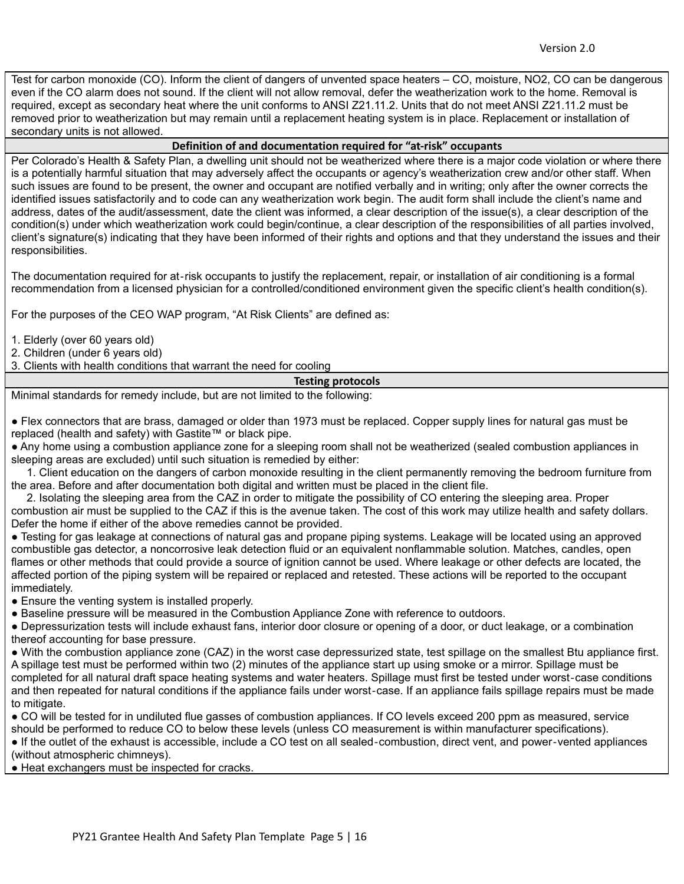Test for carbon monoxide (CO). Inform the client of dangers of unvented space heaters – CO, moisture, $NO_2$, CO can be dangerous even if the CO alarm does not sound. If the client will not allow removal, defer the weatherization work to the home. Removal is required, except as secondary heat where the unit conforms to ANSI Z21.11.2. Units that do not meet ANSI Z21.11.2 must be removed prior to weatherization but may remain until a replacement heating system is in place. Replacement or installation of secondary units is not allowed.

### Definition of and documentation required for "at-risk" occupants

Per Colorado's Health & Safety Plan, a dwelling unit should not be weatherized where there is a major code violation or where there is a potentially harmful situation that may adversely affect the occupants or agency's weatherization crew and/or other staff. When such issues are found to be present, the owner and occupant are notified verbally and in writing; only after the owner corrects the identified issues satisfactorily and to code can any weatherization work begin. The audit form shall include the client's name and address, dates of the audit/assessment, date the client was informed, a clear description of the issue(s), a clear description of the condition(s) under which weatherization work could begin/continue, a clear description of the responsibilities of all parties involved, client's signature(s) indicating that they have been informed of their rights and options and that they understand the issues and their responsibilities.

The documentation required for at-risk occupants to justify the replacement, repair, or installation of air conditioning is a formal recommendation from a licensed physician for a controlled/conditioned environment given the specific client's health condition(s).

For the purposes of the CEO WAP program, "At Risk Clients" are defined as:

1. Elderly (over 60 years old)
2. Children (under 6 years old)
3. Clients with health conditions that warrant the need for cooling

### Testing protocols

Minimal standards for remedy include, but are not limited to the following:

- Flex connectors that are brass, damaged or older than 1973 must be replaced. Copper supply lines for natural gas must be replaced (health and safety) with Gastite™ or black pipe.
- Any home using a combustion appliance zone for a sleeping room shall not be weatherized (sealed combustion appliances in sleeping areas are excluded) until such situation is remedied by either:
  1. Client education on the dangers of carbon monoxide resulting in the client permanently removing the bedroom furniture from the area. Before and after documentation both digital and written must be placed in the client file.
  2. Isolating the sleeping area from the CAZ in order to mitigate the possibility of CO entering the sleeping area. Proper combustion air must be supplied to the CAZ if this is the avenue taken. The cost of this work may utilize health and safety dollars.

  Defer the home if either of the above remedies cannot be provided.
- Testing for gas leakage at connections of natural gas and propane piping systems. Leakage will be located using an approved combustible gas detector, a noncorrosive leak detection fluid or an equivalent nonflammable solution. Matches, candles, open flames or other methods that could provide a source of ignition cannot be used. Where leakage or other defects are located, the affected portion of the piping system will be repaired or replaced and retested. These actions will be reported to the occupant immediately.
- Ensure the venting system is installed properly.
- Baseline pressure will be measured in the Combustion Appliance Zone with reference to outdoors.
- Depressurization tests will include exhaust fans, interior door closure or opening of a door, or duct leakage, or a combination thereof accounting for base pressure.
- With the combustion appliance zone (CAZ) in the worst case depressurized state, test spillage on the smallest Btu appliance first. A spillage test must be performed within two (2) minutes of the appliance start up using smoke or a mirror. Spillage must be completed for all natural draft space heating systems and water heaters. Spillage must first be tested under worst-case conditions and then repeated for natural conditions if the appliance fails under worst-case. If an appliance fails spillage repairs must be made to mitigate.
- CO will be tested for in undiluted flue gasses of combustion appliances. If CO levels exceed 200 ppm as measured, service should be performed to reduce CO to below these levels (unless CO measurement is within manufacturer specifications).
- If the outlet of the exhaust is accessible, include a CO test on all sealed-combustion, direct vent, and power-vented appliances (without atmospheric chimneys).
- Heat exchangers must be inspected for cracks.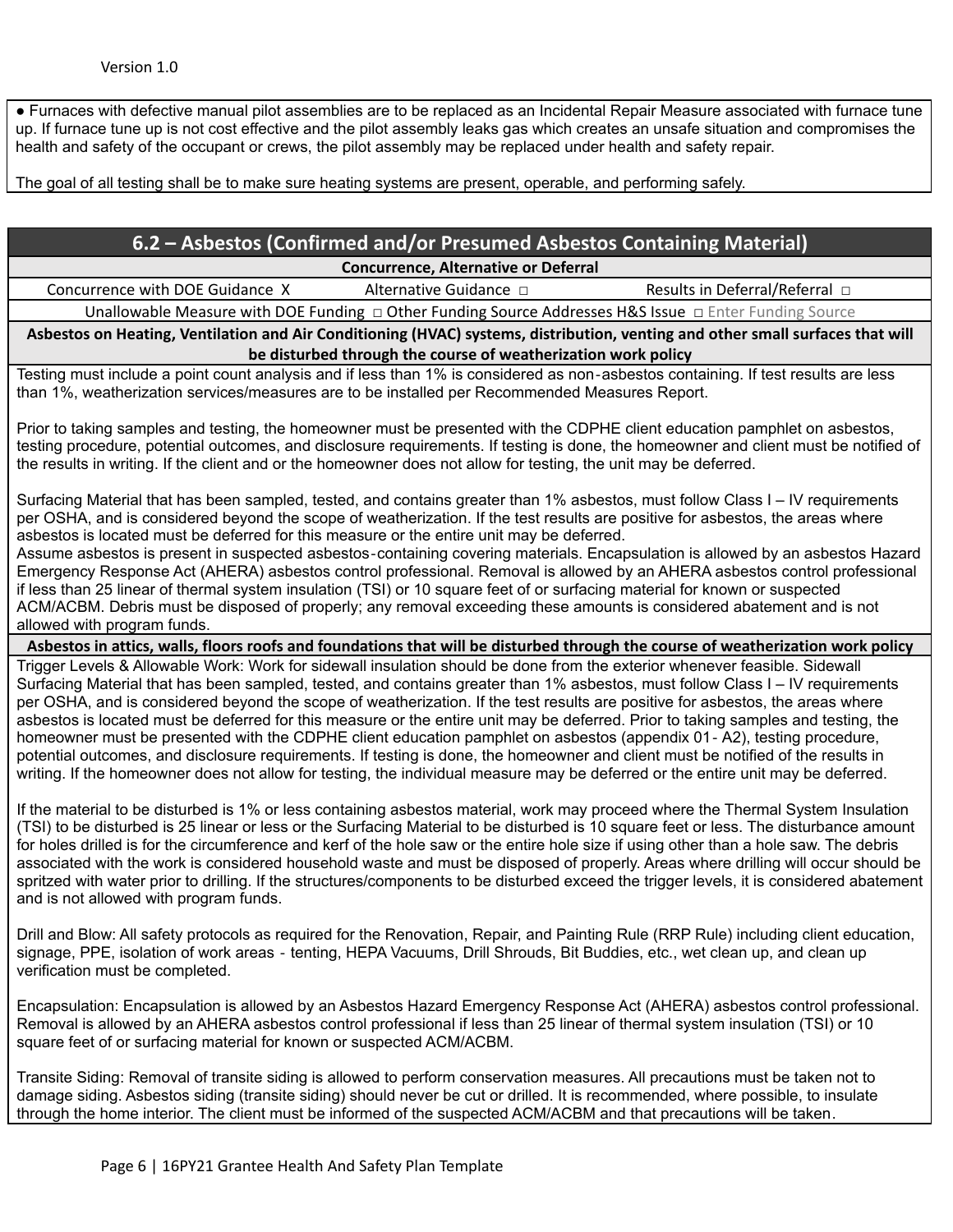● Furnaces with defective manual pilot assemblies are to be replaced as an Incidental Repair Measure associated with furnace tune up. If furnace tune up is not cost effective and the pilot assembly leaks gas which creates an unsafe situation and compromises the health and safety of the occupant or crews, the pilot assembly may be replaced under health and safety repair.

The goal of all testing shall be to make sure heating systems are present, operable, and performing safely.

## 6.2 – Asbestos (Confirmed and/or Presumed Asbestos Containing Material)

**Concurrence, Alternative or Deferral**

| Concurrence with DOE Guidance X | Alternative Guidance □ | Results in Deferral/Referral □ |
|---|---|---|

Unallowable Measure with DOE Funding □ Other Funding Source Addresses H&S Issue □ Enter Funding Source

**Asbestos on Heating, Ventilation and Air Conditioning (HVAC) systems, distribution, venting and other small surfaces that will be disturbed through the course of weatherization work policy**

Testing must include a point count analysis and if less than 1% is considered as non-asbestos containing. If test results are less than 1%, weatherization services/measures are to be installed per Recommended Measures Report.

Prior to taking samples and testing, the homeowner must be presented with the CDPHE client education pamphlet on asbestos, testing procedure, potential outcomes, and disclosure requirements. If testing is done, the homeowner and client must be notified of the results in writing. If the client and or the homeowner does not allow for testing, the unit may be deferred.

Surfacing Material that has been sampled, tested, and contains greater than 1% asbestos, must follow Class I – IV requirements per OSHA, and is considered beyond the scope of weatherization. If the test results are positive for asbestos, the areas where asbestos is located must be deferred for this measure or the entire unit may be deferred.
Assume asbestos is present in suspected asbestos-containing covering materials. Encapsulation is allowed by an asbestos Hazard Emergency Response Act (AHERA) asbestos control professional. Removal is allowed by an AHERA asbestos control professional if less than 25 linear of thermal system insulation (TSI) or 10 square feet of or surfacing material for known or suspected ACM/ACBM. Debris must be disposed of properly; any removal exceeding these amounts is considered abatement and is not allowed with program funds.

**Asbestos in attics, walls, floors roofs and foundations that will be disturbed through the course of weatherization work policy**

Trigger Levels & Allowable Work: Work for sidewall insulation should be done from the exterior whenever feasible. Sidewall Surfacing Material that has been sampled, tested, and contains greater than 1% asbestos, must follow Class I – IV requirements per OSHA, and is considered beyond the scope of weatherization. If the test results are positive for asbestos, the areas where asbestos is located must be deferred for this measure or the entire unit may be deferred. Prior to taking samples and testing, the homeowner must be presented with the CDPHE client education pamphlet on asbestos (appendix 01- A2), testing procedure, potential outcomes, and disclosure requirements. If testing is done, the homeowner and client must be notified of the results in writing. If the homeowner does not allow for testing, the individual measure may be deferred or the entire unit may be deferred.

If the material to be disturbed is 1% or less containing asbestos material, work may proceed where the Thermal System Insulation (TSI) to be disturbed is 25 linear or less or the Surfacing Material to be disturbed is 10 square feet or less. The disturbance amount for holes drilled is for the circumference and kerf of the hole saw or the entire hole size if using other than a hole saw. The debris associated with the work is considered household waste and must be disposed of properly. Areas where drilling will occur should be spritzed with water prior to drilling. If the structures/components to be disturbed exceed the trigger levels, it is considered abatement and is not allowed with program funds.

Drill and Blow: All safety protocols as required for the Renovation, Repair, and Painting Rule (RRP Rule) including client education, signage, PPE, isolation of work areas - tenting, HEPA Vacuums, Drill Shrouds, Bit Buddies, etc., wet clean up, and clean up verification must be completed.

Encapsulation: Encapsulation is allowed by an Asbestos Hazard Emergency Response Act (AHERA) asbestos control professional. Removal is allowed by an AHERA asbestos control professional if less than 25 linear of thermal system insulation (TSI) or 10 square feet of or surfacing material for known or suspected ACM/ACBM.

Transite Siding: Removal of transite siding is allowed to perform conservation measures. All precautions must be taken not to damage siding. Asbestos siding (transite siding) should never be cut or drilled. It is recommended, where possible, to insulate through the home interior. The client must be informed of the suspected ACM/ACBM and that precautions will be taken.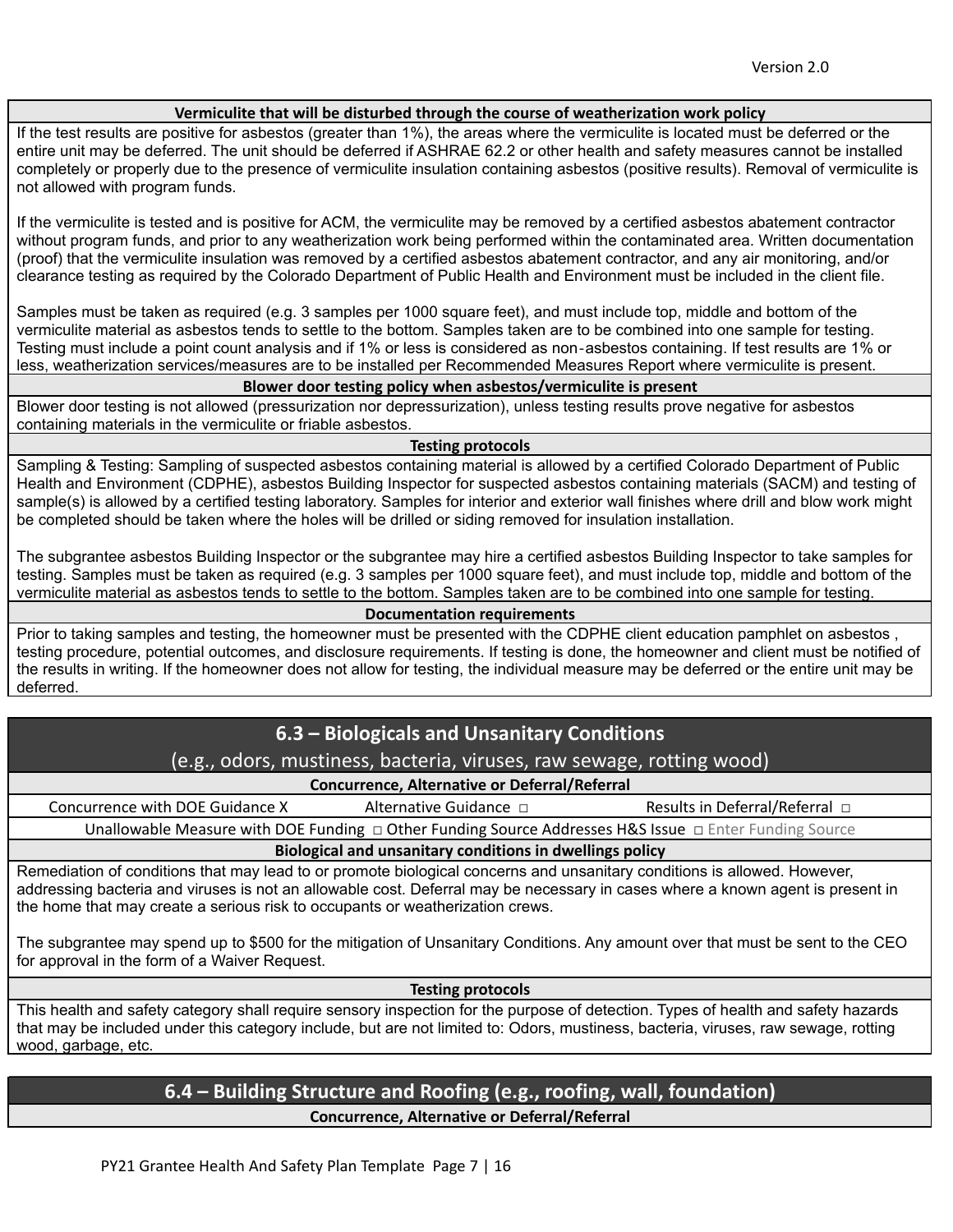**Vermiculite that will be disturbed through the course of weatherization work policy**

If the test results are positive for asbestos (greater than 1%), the areas where the vermiculite is located must be deferred or the entire unit may be deferred. The unit should be deferred if ASHRAE 62.2 or other health and safety measures cannot be installed completely or properly due to the presence of vermiculite insulation containing asbestos (positive results). Removal of vermiculite is not allowed with program funds.

If the vermiculite is tested and is positive for ACM, the vermiculite may be removed by a certified asbestos abatement contractor without program funds, and prior to any weatherization work being performed within the contaminated area. Written documentation (proof) that the vermiculite insulation was removed by a certified asbestos abatement contractor, and any air monitoring, and/or clearance testing as required by the Colorado Department of Public Health and Environment must be included in the client file.

Samples must be taken as required (e.g. 3 samples per 1000 square feet), and must include top, middle and bottom of the vermiculite material as asbestos tends to settle to the bottom. Samples taken are to be combined into one sample for testing. Testing must include a point count analysis and if 1% or less is considered as non-asbestos containing. If test results are 1% or less, weatherization services/measures are to be installed per Recommended Measures Report where vermiculite is present.

**Blower door testing policy when asbestos/vermiculite is present**

Blower door testing is not allowed (pressurization nor depressurization), unless testing results prove negative for asbestos containing materials in the vermiculite or friable asbestos.

**Testing protocols**

Sampling & Testing: Sampling of suspected asbestos containing material is allowed by a certified Colorado Department of Public Health and Environment (CDPHE), asbestos Building Inspector for suspected asbestos containing materials (SACM) and testing of sample(s) is allowed by a certified testing laboratory. Samples for interior and exterior wall finishes where drill and blow work might be completed should be taken where the holes will be drilled or siding removed for insulation installation.

The subgrantee asbestos Building Inspector or the subgrantee may hire a certified asbestos Building Inspector to take samples for testing. Samples must be taken as required (e.g. 3 samples per 1000 square feet), and must include top, middle and bottom of the vermiculite material as asbestos tends to settle to the bottom. Samples taken are to be combined into one sample for testing.

**Documentation requirements**

Prior to taking samples and testing, the homeowner must be presented with the CDPHE client education pamphlet on asbestos , testing procedure, potential outcomes, and disclosure requirements. If testing is done, the homeowner and client must be notified of the results in writing. If the homeowner does not allow for testing, the individual measure may be deferred or the entire unit may be deferred.

## 6.3 – Biologicals and Unsanitary Conditions

(e.g., odors, mustiness, bacteria, viruses, raw sewage, rotting wood)

**Concurrence, Alternative or Deferral/Referral**

Concurrence with DOE Guidance X  Alternative Guidance ☐  Results in Deferral/Referral ☐

Unallowable Measure with DOE Funding ☐ Other Funding Source Addresses H&S Issue ☐ Enter Funding Source

**Biological and unsanitary conditions in dwellings policy**

Remediation of conditions that may lead to or promote biological concerns and unsanitary conditions is allowed. However, addressing bacteria and viruses is not an allowable cost. Deferral may be necessary in cases where a known agent is present in the home that may create a serious risk to occupants or weatherization crews.

The subgrantee may spend up to $500 for the mitigation of Unsanitary Conditions. Any amount over that must be sent to the CEO for approval in the form of a Waiver Request.

**Testing protocols**

This health and safety category shall require sensory inspection for the purpose of detection. Types of health and safety hazards that may be included under this category include, but are not limited to: Odors, mustiness, bacteria, viruses, raw sewage, rotting wood, garbage, etc.

## 6.4 – Building Structure and Roofing (e.g., roofing, wall, foundation)

**Concurrence, Alternative or Deferral/Referral**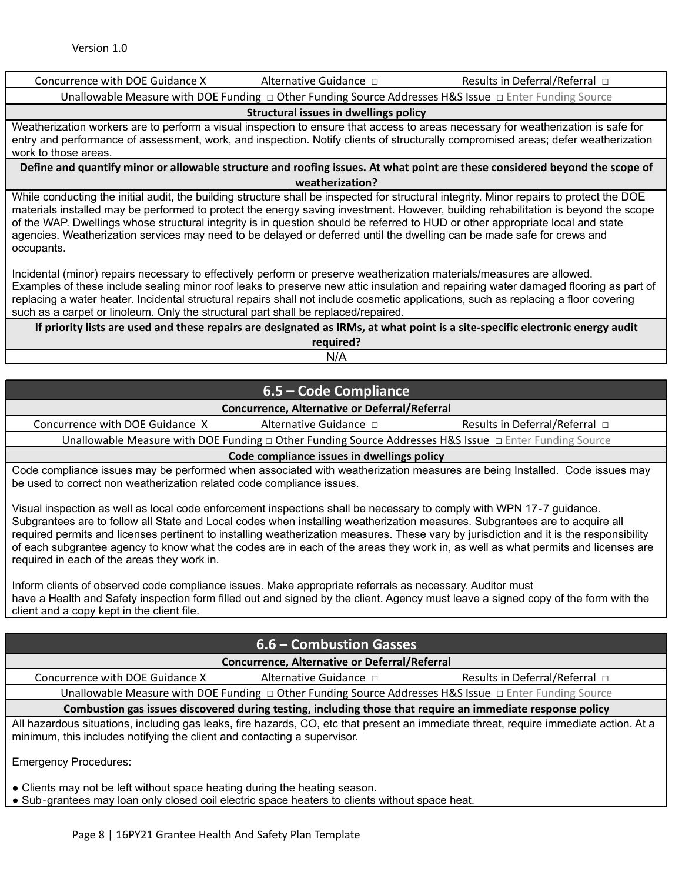Concurrence with DOE Guidance X Alternative Guidance ☐ Results in Deferral/Referral ☐

Unallowable Measure with DOE Funding ☐ Other Funding Source Addresses H&S Issue ☐ Enter Funding Source

**Structural issues in dwellings policy**

Weatherization workers are to perform a visual inspection to ensure that access to areas necessary for weatherization is safe for entry and performance of assessment, work, and inspection. Notify clients of structurally compromised areas; defer weatherization work to those areas.

**Define and quantify minor or allowable structure and roofing issues. At what point are these considered beyond the scope of weatherization?**

While conducting the initial audit, the building structure shall be inspected for structural integrity. Minor repairs to protect the DOE materials installed may be performed to protect the energy saving investment. However, building rehabilitation is beyond the scope of the WAP. Dwellings whose structural integrity is in question should be referred to HUD or other appropriate local and state agencies. Weatherization services may need to be delayed or deferred until the dwelling can be made safe for crews and occupants.

Incidental (minor) repairs necessary to effectively perform or preserve weatherization materials/measures are allowed. Examples of these include sealing minor roof leaks to preserve new attic insulation and repairing water damaged flooring as part of replacing a water heater. Incidental structural repairs shall not include cosmetic applications, such as replacing a floor covering such as a carpet or linoleum. Only the structural part shall be replaced/repaired.

**If priority lists are used and these repairs are designated as IRMs, at what point is a site-specific electronic energy audit required?**

N/A

## 6.5 – Code Compliance

**Concurrence, Alternative or Deferral/Referral**

Concurrence with DOE Guidance X Alternative Guidance ☐ Results in Deferral/Referral ☐

Unallowable Measure with DOE Funding ☐ Other Funding Source Addresses H&S Issue ☐ Enter Funding Source

**Code compliance issues in dwellings policy**

Code compliance issues may be performed when associated with weatherization measures are being Installed. Code issues may be used to correct non weatherization related code compliance issues.

Visual inspection as well as local code enforcement inspections shall be necessary to comply with WPN 17-7 guidance. Subgrantees are to follow all State and Local codes when installing weatherization measures. Subgrantees are to acquire all required permits and licenses pertinent to installing weatherization measures. These vary by jurisdiction and it is the responsibility of each subgrantee agency to know what the codes are in each of the areas they work in, as well as what permits and licenses are required in each of the areas they work in.

Inform clients of observed code compliance issues. Make appropriate referrals as necessary. Auditor must have a Health and Safety inspection form filled out and signed by the client. Agency must leave a signed copy of the form with the client and a copy kept in the client file.

## 6.6 – Combustion Gasses

**Concurrence, Alternative or Deferral/Referral**

Concurrence with DOE Guidance X Alternative Guidance ☐ Results in Deferral/Referral ☐

Unallowable Measure with DOE Funding ☐ Other Funding Source Addresses H&S Issue ☐ Enter Funding Source

**Combustion gas issues discovered during testing, including those that require an immediate response policy**

All hazardous situations, including gas leaks, fire hazards, CO, etc that present an immediate threat, require immediate action. At a minimum, this includes notifying the client and contacting a supervisor.

Emergency Procedures:

- Clients may not be left without space heating during the heating season.
- Sub-grantees may loan only closed coil electric space heaters to clients without space heat.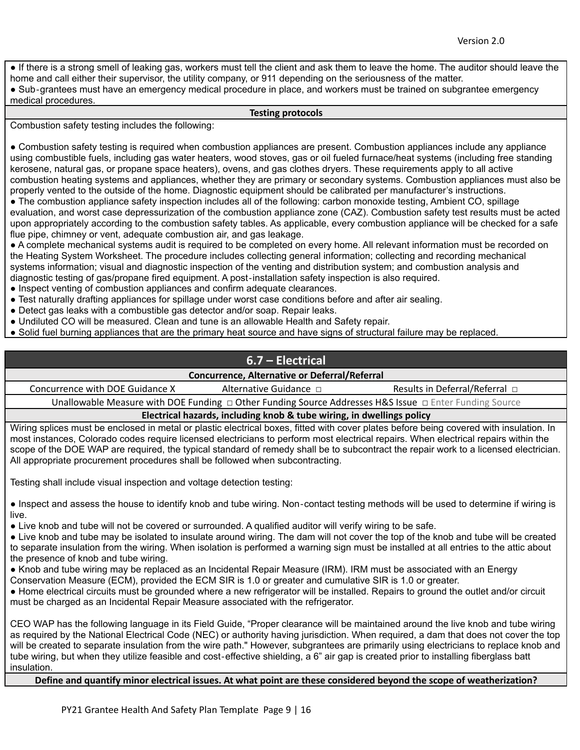- If there is a strong smell of leaking gas, workers must tell the client and ask them to leave the home. The auditor should leave the home and call either their supervisor, the utility company, or 911 depending on the seriousness of the matter.
- Sub-grantees must have an emergency medical procedure in place, and workers must be trained on subgrantee emergency medical procedures.

**Testing protocols**

Combustion safety testing includes the following:

- Combustion safety testing is required when combustion appliances are present. Combustion appliances include any appliance using combustible fuels, including gas water heaters, wood stoves, gas or oil fueled furnace/heat systems (including free standing kerosene, natural gas, or propane space heaters), ovens, and gas clothes dryers. These requirements apply to all active combustion heating systems and appliances, whether they are primary or secondary systems. Combustion appliances must also be properly vented to the outside of the home. Diagnostic equipment should be calibrated per manufacturer's instructions.
- The combustion appliance safety inspection includes all of the following: carbon monoxide testing, Ambient CO, spillage evaluation, and worst case depressurization of the combustion appliance zone (CAZ). Combustion safety test results must be acted upon appropriately according to the combustion safety tables. As applicable, every combustion appliance will be checked for a safe flue pipe, chimney or vent, adequate combustion air, and gas leakage.
- A complete mechanical systems audit is required to be completed on every home. All relevant information must be recorded on the Heating System Worksheet. The procedure includes collecting general information; collecting and recording mechanical systems information; visual and diagnostic inspection of the venting and distribution system; and combustion analysis and diagnostic testing of gas/propane fired equipment. A post-installation safety inspection is also required.
- Inspect venting of combustion appliances and confirm adequate clearances.
- Test naturally drafting appliances for spillage under worst case conditions before and after air sealing.
- Detect gas leaks with a combustible gas detector and/or soap. Repair leaks.
- Undiluted CO will be measured. Clean and tune is an allowable Health and Safety repair.
- Solid fuel burning appliances that are the primary heat source and have signs of structural failure may be replaced.

## 6.7 – Electrical

**Concurrence, Alternative or Deferral/Referral**

| Concurrence with DOE Guidance X | Alternative Guidance □ | Results in Deferral/Referral □ |
|---|---|---|

Unallowable Measure with DOE Funding □ Other Funding Source Addresses H&S Issue □ Enter Funding Source

**Electrical hazards, including knob & tube wiring, in dwellings policy**

Wiring splices must be enclosed in metal or plastic electrical boxes, fitted with cover plates before being covered with insulation. In most instances, Colorado codes require licensed electricians to perform most electrical repairs. When electrical repairs within the scope of the DOE WAP are required, the typical standard of remedy shall be to subcontract the repair work to a licensed electrician. All appropriate procurement procedures shall be followed when subcontracting.

Testing shall include visual inspection and voltage detection testing:

- Inspect and assess the house to identify knob and tube wiring. Non-contact testing methods will be used to determine if wiring is live.
- Live knob and tube will not be covered or surrounded. A qualified auditor will verify wiring to be safe.
- Live knob and tube may be isolated to insulate around wiring. The dam will not cover the top of the knob and tube will be created to separate insulation from the wiring. When isolation is performed a warning sign must be installed at all entries to the attic about the presence of knob and tube wiring.
- Knob and tube wiring may be replaced as an Incidental Repair Measure (IRM). IRM must be associated with an Energy Conservation Measure (ECM), provided the ECM SIR is 1.0 or greater and cumulative SIR is 1.0 or greater.
- Home electrical circuits must be grounded where a new refrigerator will be installed. Repairs to ground the outlet and/or circuit must be charged as an Incidental Repair Measure associated with the refrigerator.

CEO WAP has the following language in its Field Guide, "Proper clearance will be maintained around the live knob and tube wiring as required by the National Electrical Code (NEC) or authority having jurisdiction. When required, a dam that does not cover the top will be created to separate insulation from the wire path." However, subgrantees are primarily using electricians to replace knob and tube wiring, but when they utilize feasible and cost-effective shielding, a 6" air gap is created prior to installing fiberglass batt insulation.

**Define and quantify minor electrical issues. At what point are these considered beyond the scope of weatherization?**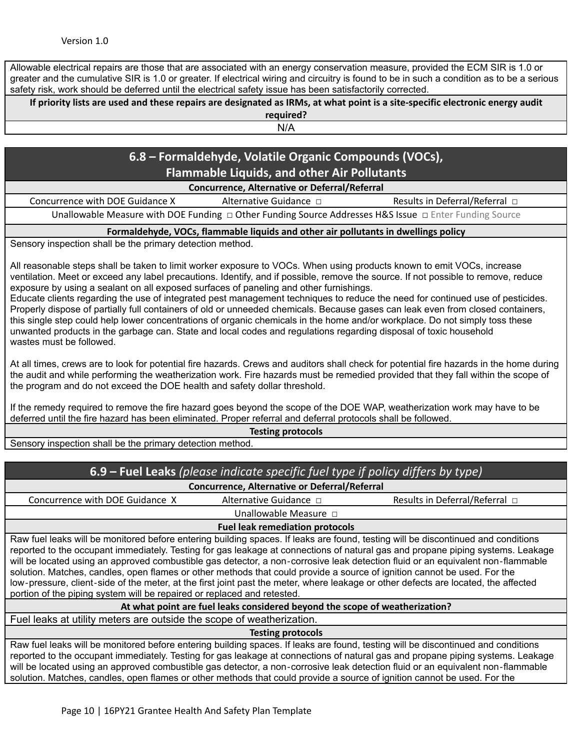Allowable electrical repairs are those that are associated with an energy conservation measure, provided the ECM SIR is 1.0 or greater and the cumulative SIR is 1.0 or greater. If electrical wiring and circuitry is found to be in such a condition as to be a serious safety risk, work should be deferred until the electrical safety issue has been satisfactorily corrected.

**If priority lists are used and these repairs are designated as IRMs, at what point is a site-specific electronic energy audit required?**

N/A

## 6.8 – Formaldehyde, Volatile Organic Compounds (VOCs), Flammable Liquids, and other Air Pollutants

**Concurrence, Alternative or Deferral/Referral**

| Concurrence with DOE Guidance X | Alternative Guidance □ | Results in Deferral/Referral □ |
|---|---|---|

Unallowable Measure with DOE Funding □ Other Funding Source Addresses H&S Issue □ Enter Funding Source

**Formaldehyde, VOCs, flammable liquids and other air pollutants in dwellings policy**

Sensory inspection shall be the primary detection method.

All reasonable steps shall be taken to limit worker exposure to VOCs. When using products known to emit VOCs, increase ventilation. Meet or exceed any label precautions. Identify, and if possible, remove the source. If not possible to remove, reduce exposure by using a sealant on all exposed surfaces of paneling and other furnishings.
Educate clients regarding the use of integrated pest management techniques to reduce the need for continued use of pesticides. Properly dispose of partially full containers of old or unneeded chemicals. Because gases can leak even from closed containers, this single step could help lower concentrations of organic chemicals in the home and/or workplace. Do not simply toss these unwanted products in the garbage can. State and local codes and regulations regarding disposal of toxic household wastes must be followed.

At all times, crews are to look for potential fire hazards. Crews and auditors shall check for potential fire hazards in the home during the audit and while performing the weatherization work. Fire hazards must be remedied provided that they fall within the scope of the program and do not exceed the DOE health and safety dollar threshold.

If the remedy required to remove the fire hazard goes beyond the scope of the DOE WAP, weatherization work may have to be deferred until the fire hazard has been eliminated. Proper referral and deferral protocols shall be followed.

**Testing protocols**

Sensory inspection shall be the primary detection method.

## 6.9 – Fuel Leaks *(please indicate specific fuel type if policy differs by type)*

**Concurrence, Alternative or Deferral/Referral**

| Concurrence with DOE Guidance X | Alternative Guidance □ | Results in Deferral/Referral □ |
|---|---|---|

Unallowable Measure □

**Fuel leak remediation protocols**

Raw fuel leaks will be monitored before entering building spaces. If leaks are found, testing will be discontinued and conditions reported to the occupant immediately. Testing for gas leakage at connections of natural gas and propane piping systems. Leakage will be located using an approved combustible gas detector, a non-corrosive leak detection fluid or an equivalent non-flammable solution. Matches, candles, open flames or other methods that could provide a source of ignition cannot be used. For the low-pressure, client-side of the meter, at the first joint past the meter, where leakage or other defects are located, the affected portion of the piping system will be repaired or replaced and retested.

**At what point are fuel leaks considered beyond the scope of weatherization?**

Fuel leaks at utility meters are outside the scope of weatherization.

**Testing protocols**

Raw fuel leaks will be monitored before entering building spaces. If leaks are found, testing will be discontinued and conditions reported to the occupant immediately. Testing for gas leakage at connections of natural gas and propane piping systems. Leakage will be located using an approved combustible gas detector, a non-corrosive leak detection fluid or an equivalent non-flammable solution. Matches, candles, open flames or other methods that could provide a source of ignition cannot be used. For the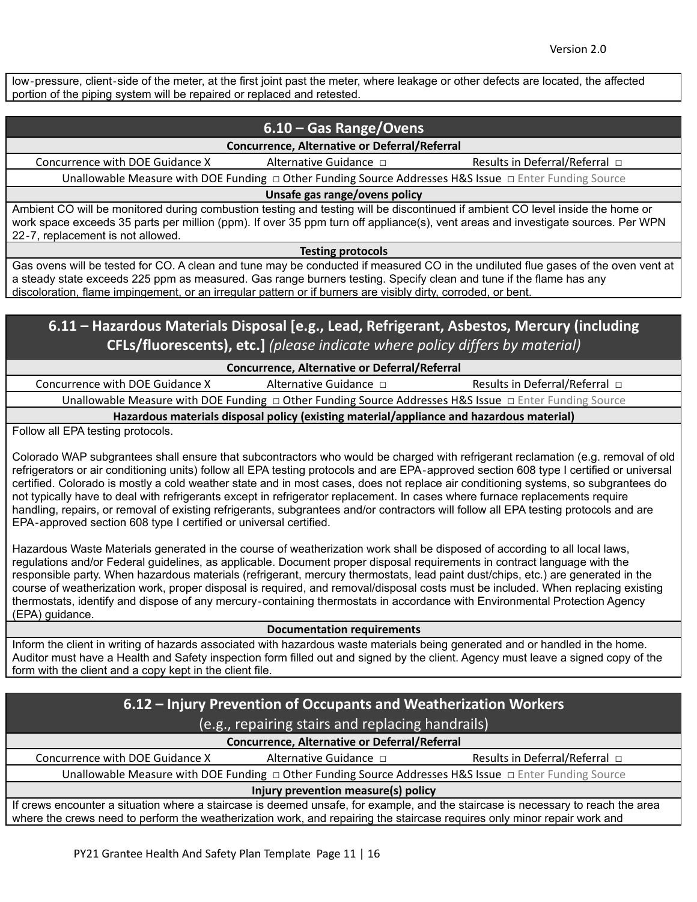low-pressure, client-side of the meter, at the first joint past the meter, where leakage or other defects are located, the affected portion of the piping system will be repaired or replaced and retested.

## 6.10 – Gas Range/Ovens

**Concurrence, Alternative or Deferral/Referral**

Concurrence with DOE Guidance X  Alternative Guidance □  Results in Deferral/Referral □

Unallowable Measure with DOE Funding □ Other Funding Source Addresses H&S Issue □ Enter Funding Source

**Unsafe gas range/ovens policy**

Ambient CO will be monitored during combustion testing and testing will be discontinued if ambient CO level inside the home or work space exceeds 35 parts per million (ppm). If over 35 ppm turn off appliance(s), vent areas and investigate sources. Per WPN 22-7, replacement is not allowed.

**Testing protocols**

Gas ovens will be tested for CO. A clean and tune may be conducted if measured CO in the undiluted flue gases of the oven vent at a steady state exceeds 225 ppm as measured. Gas range burners testing. Specify clean and tune if the flame has any discoloration, flame impingement, or an irregular pattern or if burners are visibly dirty, corroded, or bent.

## 6.11 – Hazardous Materials Disposal [e.g., Lead, Refrigerant, Asbestos, Mercury (including CFLs/fluorescents), etc.] *(please indicate where policy differs by material)*

**Concurrence, Alternative or Deferral/Referral**

Concurrence with DOE Guidance X  Alternative Guidance □  Results in Deferral/Referral □

Unallowable Measure with DOE Funding □ Other Funding Source Addresses H&S Issue □ Enter Funding Source

**Hazardous materials disposal policy (existing material/appliance and hazardous material)**

Follow all EPA testing protocols.

Colorado WAP subgrantees shall ensure that subcontractors who would be charged with refrigerant reclamation (e.g. removal of old refrigerators or air conditioning units) follow all EPA testing protocols and are EPA-approved section 608 type I certified or universal certified. Colorado is mostly a cold weather state and in most cases, does not replace air conditioning systems, so subgrantees do not typically have to deal with refrigerants except in refrigerator replacement. In cases where furnace replacements require handling, repairs, or removal of existing refrigerants, subgrantees and/or contractors will follow all EPA testing protocols and are EPA-approved section 608 type I certified or universal certified.

Hazardous Waste Materials generated in the course of weatherization work shall be disposed of according to all local laws, regulations and/or Federal guidelines, as applicable. Document proper disposal requirements in contract language with the responsible party. When hazardous materials (refrigerant, mercury thermostats, lead paint dust/chips, etc.) are generated in the course of weatherization work, proper disposal is required, and removal/disposal costs must be included. When replacing existing thermostats, identify and dispose of any mercury-containing thermostats in accordance with Environmental Protection Agency (EPA) guidance.

**Documentation requirements**

Inform the client in writing of hazards associated with hazardous waste materials being generated and or handled in the home. Auditor must have a Health and Safety inspection form filled out and signed by the client. Agency must leave a signed copy of the form with the client and a copy kept in the client file.

## 6.12 – Injury Prevention of Occupants and Weatherization Workers
(e.g., repairing stairs and replacing handrails)

**Concurrence, Alternative or Deferral/Referral**

Concurrence with DOE Guidance X  Alternative Guidance □  Results in Deferral/Referral □

Unallowable Measure with DOE Funding □ Other Funding Source Addresses H&S Issue □ Enter Funding Source

**Injury prevention measure(s) policy**

If crews encounter a situation where a staircase is deemed unsafe, for example, and the staircase is necessary to reach the area where the crews need to perform the weatherization work, and repairing the staircase requires only minor repair work and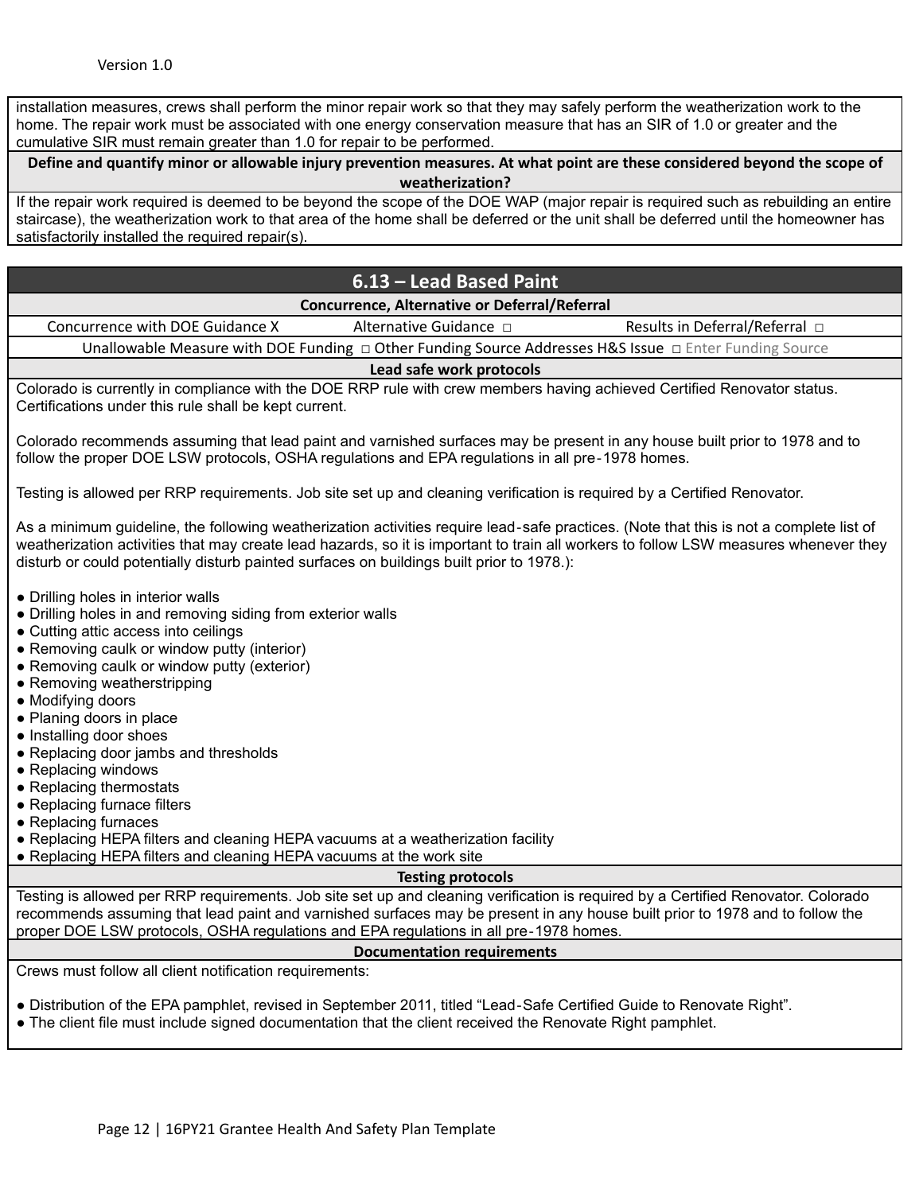installation measures, crews shall perform the minor repair work so that they may safely perform the weatherization work to the home. The repair work must be associated with one energy conservation measure that has an SIR of 1.0 or greater and the cumulative SIR must remain greater than 1.0 for repair to be performed.

**Define and quantify minor or allowable injury prevention measures. At what point are these considered beyond the scope of weatherization?**

If the repair work required is deemed to be beyond the scope of the DOE WAP (major repair is required such as rebuilding an entire staircase), the weatherization work to that area of the home shall be deferred or the unit shall be deferred until the homeowner has satisfactorily installed the required repair(s).

## 6.13 – Lead Based Paint

**Concurrence, Alternative or Deferral/Referral**

| Concurrence with DOE Guidance X | Alternative Guidance ◻ | Results in Deferral/Referral ◻ |
|---|---|---|

Unallowable Measure with DOE Funding ◻ Other Funding Source Addresses H&S Issue ◻ Enter Funding Source

**Lead safe work protocols**

Colorado is currently in compliance with the DOE RRP rule with crew members having achieved Certified Renovator status. Certifications under this rule shall be kept current.

Colorado recommends assuming that lead paint and varnished surfaces may be present in any house built prior to 1978 and to follow the proper DOE LSW protocols, OSHA regulations and EPA regulations in all pre-1978 homes.

Testing is allowed per RRP requirements. Job site set up and cleaning verification is required by a Certified Renovator.

As a minimum guideline, the following weatherization activities require lead-safe practices. (Note that this is not a complete list of weatherization activities that may create lead hazards, so it is important to train all workers to follow LSW measures whenever they disturb or could potentially disturb painted surfaces on buildings built prior to 1978.):

- Drilling holes in interior walls
- Drilling holes in and removing siding from exterior walls
- Cutting attic access into ceilings
- Removing caulk or window putty (interior)
- Removing caulk or window putty (exterior)
- Removing weatherstripping
- Modifying doors
- Planing doors in place
- Installing door shoes
- Replacing door jambs and thresholds
- Replacing windows
- Replacing thermostats
- Replacing furnace filters
- Replacing furnaces
- Replacing HEPA filters and cleaning HEPA vacuums at a weatherization facility
- Replacing HEPA filters and cleaning HEPA vacuums at the work site

**Testing protocols**

Testing is allowed per RRP requirements. Job site set up and cleaning verification is required by a Certified Renovator. Colorado recommends assuming that lead paint and varnished surfaces may be present in any house built prior to 1978 and to follow the proper DOE LSW protocols, OSHA regulations and EPA regulations in all pre-1978 homes.

**Documentation requirements**

Crews must follow all client notification requirements:

- Distribution of the EPA pamphlet, revised in September 2011, titled "Lead-Safe Certified Guide to Renovate Right".
- The client file must include signed documentation that the client received the Renovate Right pamphlet.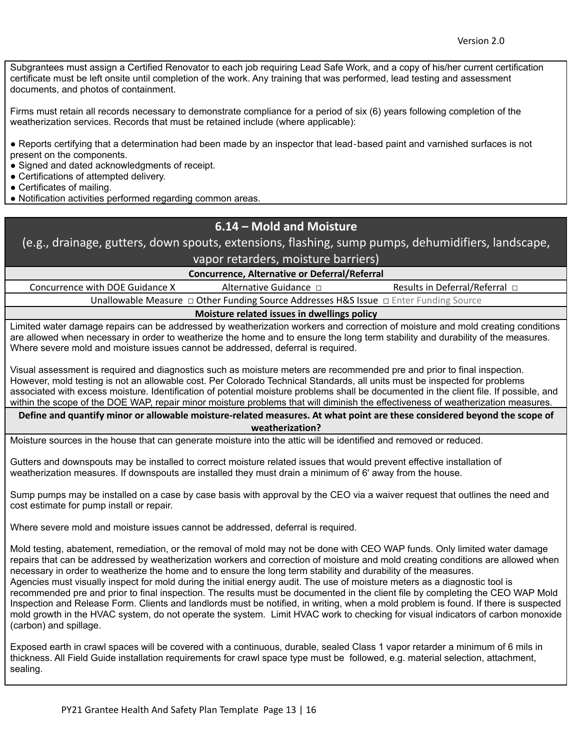Subgrantees must assign a Certified Renovator to each job requiring Lead Safe Work, and a copy of his/her current certification certificate must be left onsite until completion of the work. Any training that was performed, lead testing and assessment documents, and photos of containment.

Firms must retain all records necessary to demonstrate compliance for a period of six (6) years following completion of the weatherization services. Records that must be retained include (where applicable):

- Reports certifying that a determination had been made by an inspector that lead-based paint and varnished surfaces is not present on the components.
- Signed and dated acknowledgments of receipt.
- Certifications of attempted delivery.
- Certificates of mailing.
- Notification activities performed regarding common areas.

## 6.14 – Mold and Moisture

(e.g., drainage, gutters, down spouts, extensions, flashing, sump pumps, dehumidifiers, landscape, vapor retarders, moisture barriers)

**Concurrence, Alternative or Deferral/Referral**

| Concurrence with DOE Guidance X | Alternative Guidance ☐ | Results in Deferral/Referral ☐ |
|---|---|---|

Unallowable Measure ☐ Other Funding Source Addresses H&S Issue ☐ Enter Funding Source

**Moisture related issues in dwellings policy**

Limited water damage repairs can be addressed by weatherization workers and correction of moisture and mold creating conditions are allowed when necessary in order to weatherize the home and to ensure the long term stability and durability of the measures. Where severe mold and moisture issues cannot be addressed, deferral is required.

Visual assessment is required and diagnostics such as moisture meters are recommended pre and prior to final inspection. However, mold testing is not an allowable cost. Per Colorado Technical Standards, all units must be inspected for problems associated with excess moisture. Identification of potential moisture problems shall be documented in the client file. If possible, and within the scope of the DOE WAP, repair minor moisture problems that will diminish the effectiveness of weatherization measures.

**Define and quantify minor or allowable moisture-related measures. At what point are these considered beyond the scope of weatherization?**

Moisture sources in the house that can generate moisture into the attic will be identified and removed or reduced.

Gutters and downspouts may be installed to correct moisture related issues that would prevent effective installation of weatherization measures. If downspouts are installed they must drain a minimum of 6' away from the house.

Sump pumps may be installed on a case by case basis with approval by the CEO via a waiver request that outlines the need and cost estimate for pump install or repair.

Where severe mold and moisture issues cannot be addressed, deferral is required.

Mold testing, abatement, remediation, or the removal of mold may not be done with CEO WAP funds. Only limited water damage repairs that can be addressed by weatherization workers and correction of moisture and mold creating conditions are allowed when necessary in order to weatherize the home and to ensure the long term stability and durability of the measures.
Agencies must visually inspect for mold during the initial energy audit. The use of moisture meters as a diagnostic tool is recommended pre and prior to final inspection. The results must be documented in the client file by completing the CEO WAP Mold Inspection and Release Form. Clients and landlords must be notified, in writing, when a mold problem is found. If there is suspected mold growth in the HVAC system, do not operate the system. Limit HVAC work to checking for visual indicators of carbon monoxide (carbon) and spillage.

Exposed earth in crawl spaces will be covered with a continuous, durable, sealed Class 1 vapor retarder a minimum of 6 mils in thickness. All Field Guide installation requirements for crawl space type must be followed, e.g. material selection, attachment, sealing.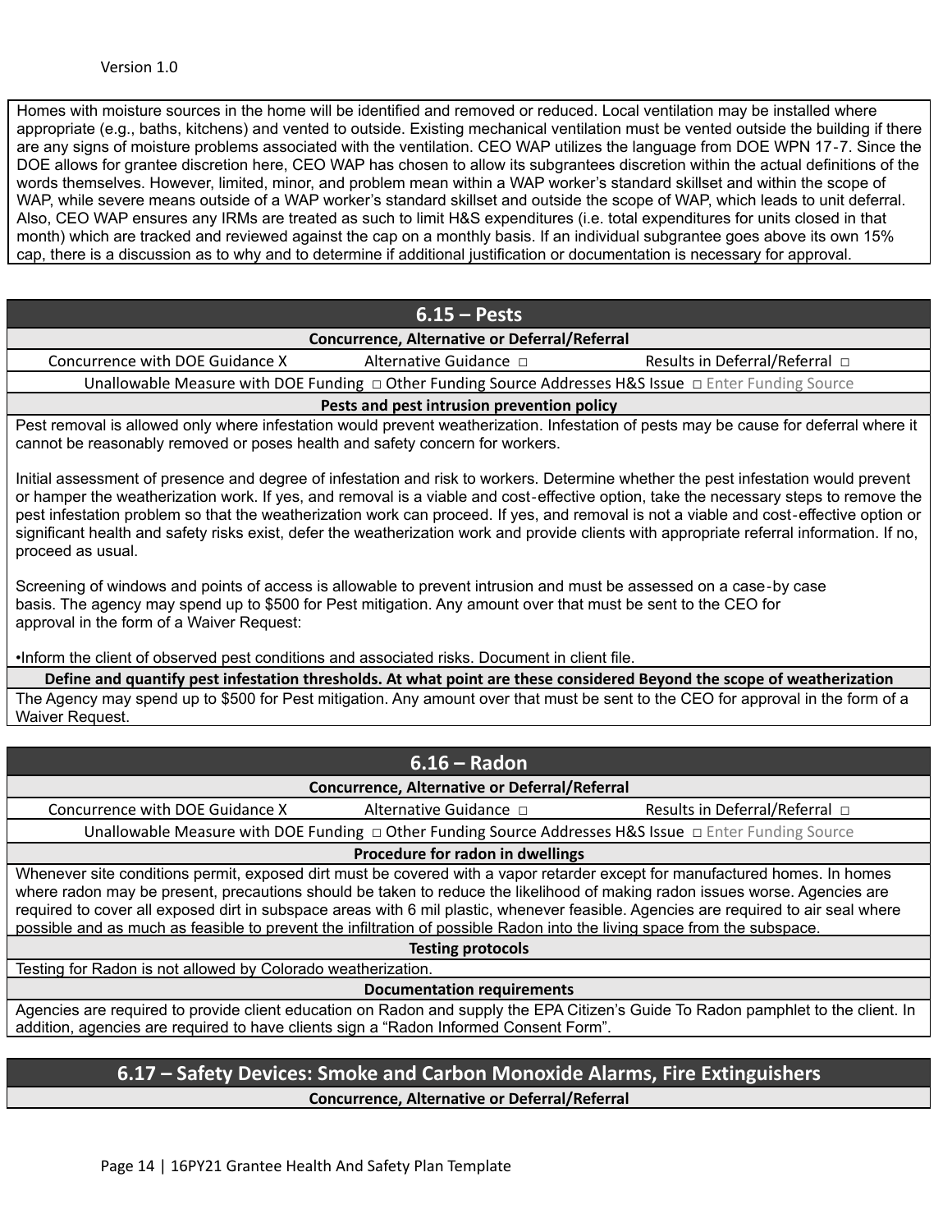Homes with moisture sources in the home will be identified and removed or reduced. Local ventilation may be installed where appropriate (e.g., baths, kitchens) and vented to outside. Existing mechanical ventilation must be vented outside the building if there are any signs of moisture problems associated with the ventilation. CEO WAP utilizes the language from DOE WPN 17-7. Since the DOE allows for grantee discretion here, CEO WAP has chosen to allow its subgrantees discretion within the actual definitions of the words themselves. However, limited, minor, and problem mean within a WAP worker's standard skillset and within the scope of WAP, while severe means outside of a WAP worker's standard skillset and outside the scope of WAP, which leads to unit deferral. Also, CEO WAP ensures any IRMs are treated as such to limit H&S expenditures (i.e. total expenditures for units closed in that month) which are tracked and reviewed against the cap on a monthly basis. If an individual subgrantee goes above its own 15% cap, there is a discussion as to why and to determine if additional justification or documentation is necessary for approval.

## 6.15 – Pests

**Concurrence, Alternative or Deferral/Referral**

Concurrence with DOE Guidance X | Alternative Guidance □ | Results in Deferral/Referral □

Unallowable Measure with DOE Funding □ Other Funding Source Addresses H&S Issue □ Enter Funding Source

**Pests and pest intrusion prevention policy**

Pest removal is allowed only where infestation would prevent weatherization. Infestation of pests may be cause for deferral where it cannot be reasonably removed or poses health and safety concern for workers.

Initial assessment of presence and degree of infestation and risk to workers. Determine whether the pest infestation would prevent or hamper the weatherization work. If yes, and removal is a viable and cost-effective option, take the necessary steps to remove the pest infestation problem so that the weatherization work can proceed. If yes, and removal is not a viable and cost-effective option or significant health and safety risks exist, defer the weatherization work and provide clients with appropriate referral information. If no, proceed as usual.

Screening of windows and points of access is allowable to prevent intrusion and must be assessed on a case-by case basis. The agency may spend up to $500 for Pest mitigation. Any amount over that must be sent to the CEO for approval in the form of a Waiver Request:

- Inform the client of observed pest conditions and associated risks. Document in client file.

**Define and quantify pest infestation thresholds. At what point are these considered Beyond the scope of weatherization**

The Agency may spend up to $500 for Pest mitigation. Any amount over that must be sent to the CEO for approval in the form of a Waiver Request.

## 6.16 – Radon

**Concurrence, Alternative or Deferral/Referral**

Concurrence with DOE Guidance X | Alternative Guidance □ | Results in Deferral/Referral □

Unallowable Measure with DOE Funding □ Other Funding Source Addresses H&S Issue □ Enter Funding Source

**Procedure for radon in dwellings**

Whenever site conditions permit, exposed dirt must be covered with a vapor retarder except for manufactured homes. In homes where radon may be present, precautions should be taken to reduce the likelihood of making radon issues worse. Agencies are required to cover all exposed dirt in subspace areas with 6 mil plastic, whenever feasible. Agencies are required to air seal where possible and as much as feasible to prevent the infiltration of possible Radon into the living space from the subspace.

**Testing protocols**

Testing for Radon is not allowed by Colorado weatherization.

**Documentation requirements**

Agencies are required to provide client education on Radon and supply the EPA Citizen's Guide To Radon pamphlet to the client. In addition, agencies are required to have clients sign a "Radon Informed Consent Form".

## 6.17 – Safety Devices: Smoke and Carbon Monoxide Alarms, Fire Extinguishers

**Concurrence, Alternative or Deferral/Referral**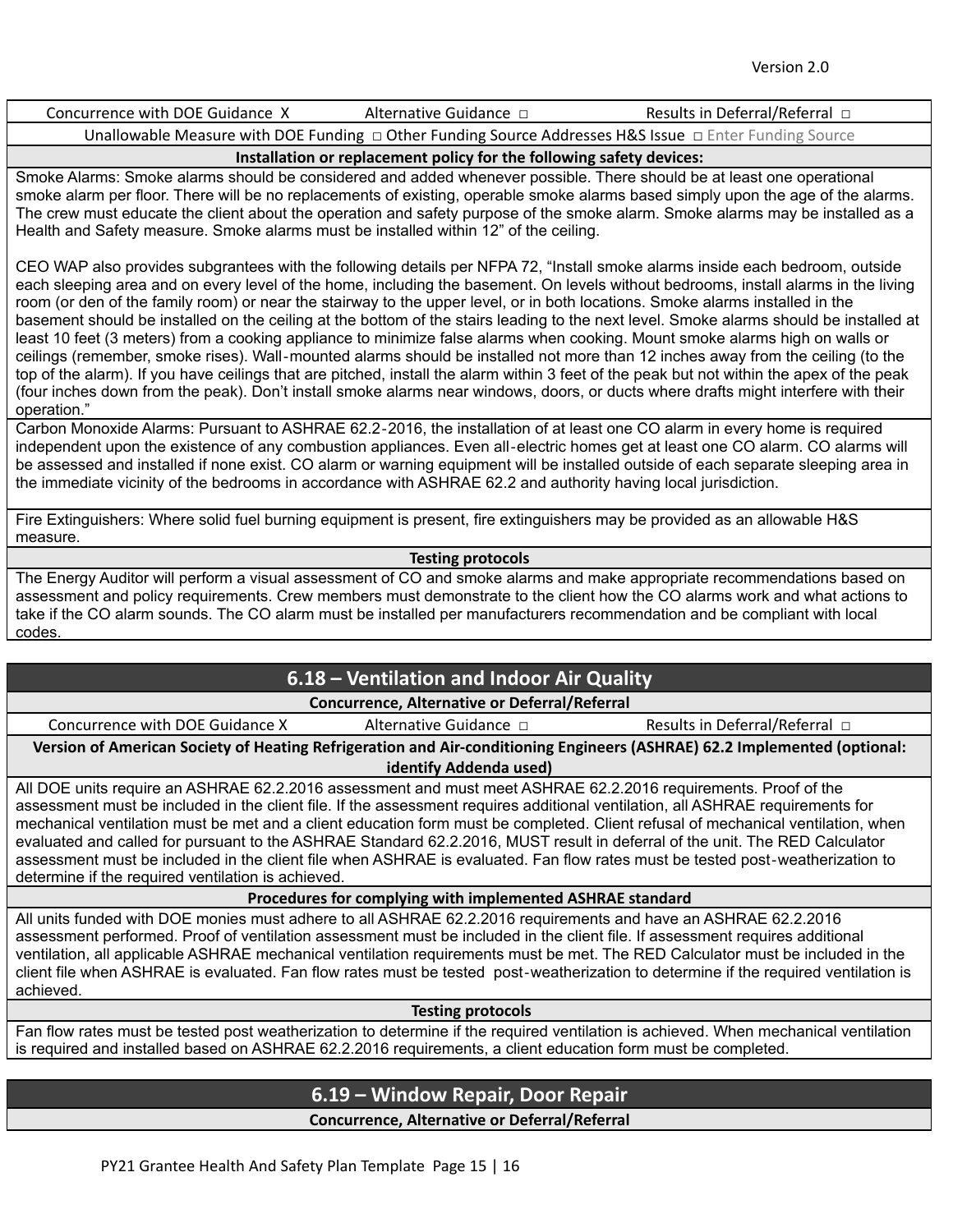Concurrence with DOE Guidance X | Alternative Guidance ☐ | Results in Deferral/Referral ☐

Unallowable Measure with DOE Funding ☐ Other Funding Source Addresses H&S Issue ☐ Enter Funding Source

**Installation or replacement policy for the following safety devices:**

Smoke Alarms: Smoke alarms should be considered and added whenever possible. There should be at least one operational smoke alarm per floor. There will be no replacements of existing, operable smoke alarms based simply upon the age of the alarms. The crew must educate the client about the operation and safety purpose of the smoke alarm. Smoke alarms may be installed as a Health and Safety measure. Smoke alarms must be installed within 12" of the ceiling.

CEO WAP also provides subgrantees with the following details per NFPA 72, "Install smoke alarms inside each bedroom, outside each sleeping area and on every level of the home, including the basement. On levels without bedrooms, install alarms in the living room (or den of the family room) or near the stairway to the upper level, or in both locations. Smoke alarms installed in the basement should be installed on the ceiling at the bottom of the stairs leading to the next level. Smoke alarms should be installed at least 10 feet (3 meters) from a cooking appliance to minimize false alarms when cooking. Mount smoke alarms high on walls or ceilings (remember, smoke rises). Wall-mounted alarms should be installed not more than 12 inches away from the ceiling (to the top of the alarm). If you have ceilings that are pitched, install the alarm within 3 feet of the peak but not within the apex of the peak (four inches down from the peak). Don't install smoke alarms near windows, doors, or ducts where drafts might interfere with their operation."

Carbon Monoxide Alarms: Pursuant to ASHRAE 62.2-2016, the installation of at least one CO alarm in every home is required independent upon the existence of any combustion appliances. Even all-electric homes get at least one CO alarm. CO alarms will be assessed and installed if none exist. CO alarm or warning equipment will be installed outside of each separate sleeping area in the immediate vicinity of the bedrooms in accordance with ASHRAE 62.2 and authority having local jurisdiction.

Fire Extinguishers: Where solid fuel burning equipment is present, fire extinguishers may be provided as an allowable H&S measure.

**Testing protocols**

The Energy Auditor will perform a visual assessment of CO and smoke alarms and make appropriate recommendations based on assessment and policy requirements. Crew members must demonstrate to the client how the CO alarms work and what actions to take if the CO alarm sounds. The CO alarm must be installed per manufacturers recommendation and be compliant with local codes.

## 6.18 – Ventilation and Indoor Air Quality

**Concurrence, Alternative or Deferral/Referral**

Concurrence with DOE Guidance X | Alternative Guidance ☐ | Results in Deferral/Referral ☐

**Version of American Society of Heating Refrigeration and Air-conditioning Engineers (ASHRAE) 62.2 Implemented (optional: identify Addenda used)**

All DOE units require an ASHRAE 62.2.2016 assessment and must meet ASHRAE 62.2.2016 requirements. Proof of the assessment must be included in the client file. If the assessment requires additional ventilation, all ASHRAE requirements for mechanical ventilation must be met and a client education form must be completed. Client refusal of mechanical ventilation, when evaluated and called for pursuant to the ASHRAE Standard 62.2.2016, MUST result in deferral of the unit. The RED Calculator assessment must be included in the client file when ASHRAE is evaluated. Fan flow rates must be tested post-weatherization to determine if the required ventilation is achieved.

**Procedures for complying with implemented ASHRAE standard**

All units funded with DOE monies must adhere to all ASHRAE 62.2.2016 requirements and have an ASHRAE 62.2.2016 assessment performed. Proof of ventilation assessment must be included in the client file. If assessment requires additional ventilation, all applicable ASHRAE mechanical ventilation requirements must be met. The RED Calculator must be included in the client file when ASHRAE is evaluated. Fan flow rates must be tested post-weatherization to determine if the required ventilation is achieved.

**Testing protocols**

Fan flow rates must be tested post weatherization to determine if the required ventilation is achieved. When mechanical ventilation is required and installed based on ASHRAE 62.2.2016 requirements, a client education form must be completed.

## 6.19 – Window Repair, Door Repair

**Concurrence, Alternative or Deferral/Referral**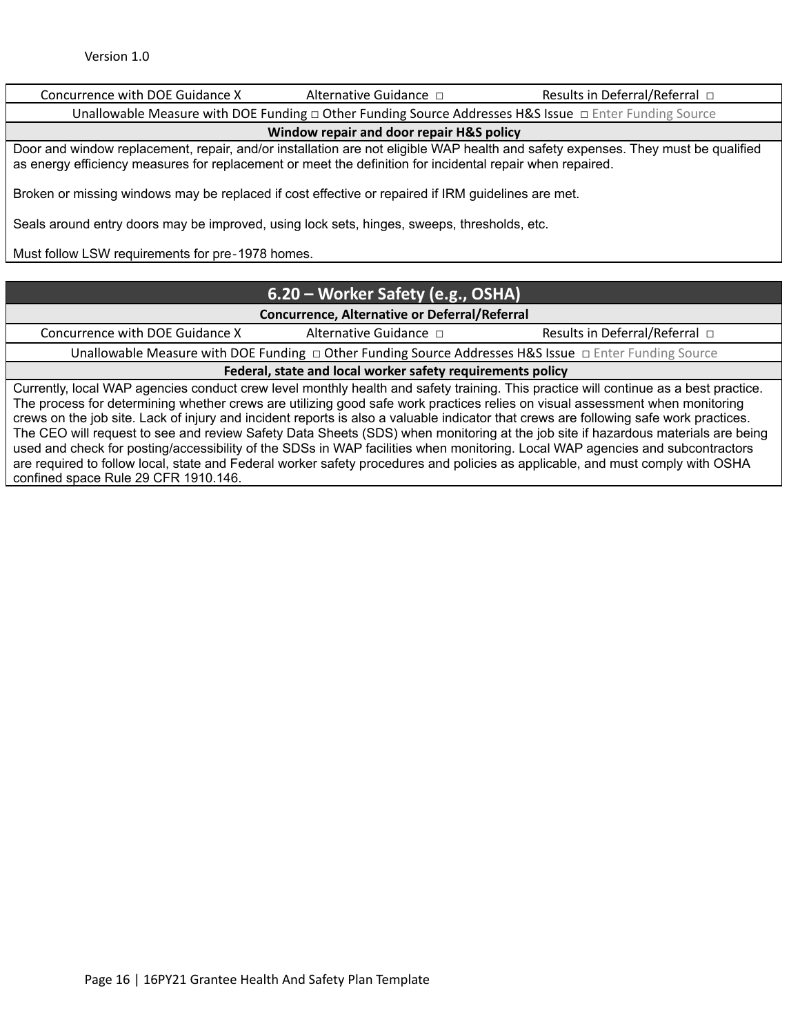| Concurrence with DOE Guidance X | Alternative Guidance ☐ | Results in Deferral/Referral ☐ |
|---|---|---|
| Unallowable Measure with DOE Funding ☐ Other Funding Source Addresses H&S Issue ☐ Enter Funding Source | | |
| **Window repair and door repair H&S policy** | | |
| Door and window replacement, repair, and/or installation are not eligible WAP health and safety expenses. They must be qualified as energy efficiency measures for replacement or meet the definition for incidental repair when repaired.<br><br>Broken or missing windows may be replaced if cost effective or repaired if IRM guidelines are met.<br><br>Seals around entry doors may be improved, using lock sets, hinges, sweeps, thresholds, etc.<br><br>Must follow LSW requirements for pre-1978 homes. | | |

## 6.20 – Worker Safety (e.g., OSHA)

**Concurrence, Alternative or Deferral/Referral**

| Concurrence with DOE Guidance X | Alternative Guidance ☐ | Results in Deferral/Referral ☐ |
|---|---|---|
| Unallowable Measure with DOE Funding ☐ Other Funding Source Addresses H&S Issue ☐ Enter Funding Source | | |
| **Federal, state and local worker safety requirements policy** | | |
| Currently, local WAP agencies conduct crew level monthly health and safety training. This practice will continue as a best practice. The process for determining whether crews are utilizing good safe work practices relies on visual assessment when monitoring crews on the job site. Lack of injury and incident reports is also a valuable indicator that crews are following safe work practices. The CEO will request to see and review Safety Data Sheets (SDS) when monitoring at the job site if hazardous materials are being used and check for posting/accessibility of the SDSs in WAP facilities when monitoring. Local WAP agencies and subcontractors are required to follow local, state and Federal worker safety procedures and policies as applicable, and must comply with OSHA confined space Rule 29 CFR 1910.146. | | |